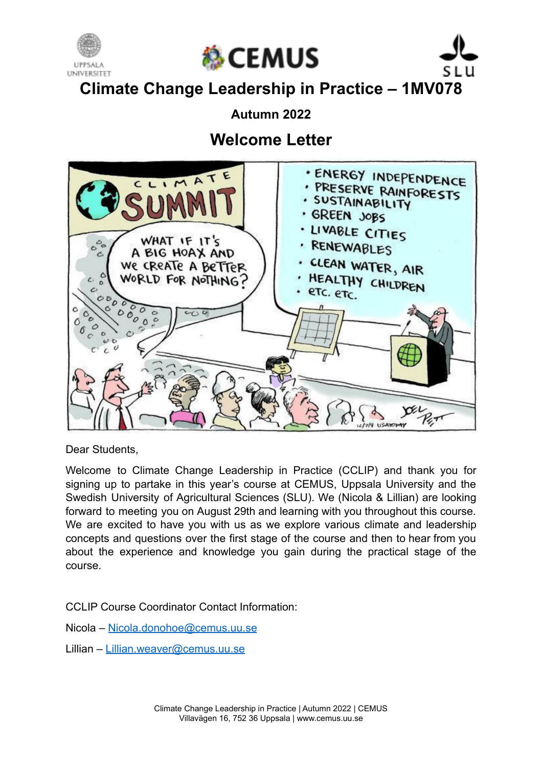# Climate Change Leadership in Practice – 1MV078

**Autumn 2022**

## Welcome Letter

Dear Students,

Welcome to Climate Change Leadership in Practice (CCLIP) and thank you for signing up to partake in this year's course at CEMUS, Uppsala University and the Swedish University of Agricultural Sciences (SLU). We (Nicola & Lillian) are looking forward to meeting you on August 29th and learning with you throughout this course. We are excited to have you with us as we explore various climate and leadership concepts and questions over the first stage of the course and then to hear from you about the experience and knowledge you gain during the practical stage of the course.

CCLIP Course Coordinator Contact Information:

Nicola – Nicola.donohoe@cemus.uu.se

Lillian – Lillian.weaver@cemus.uu.se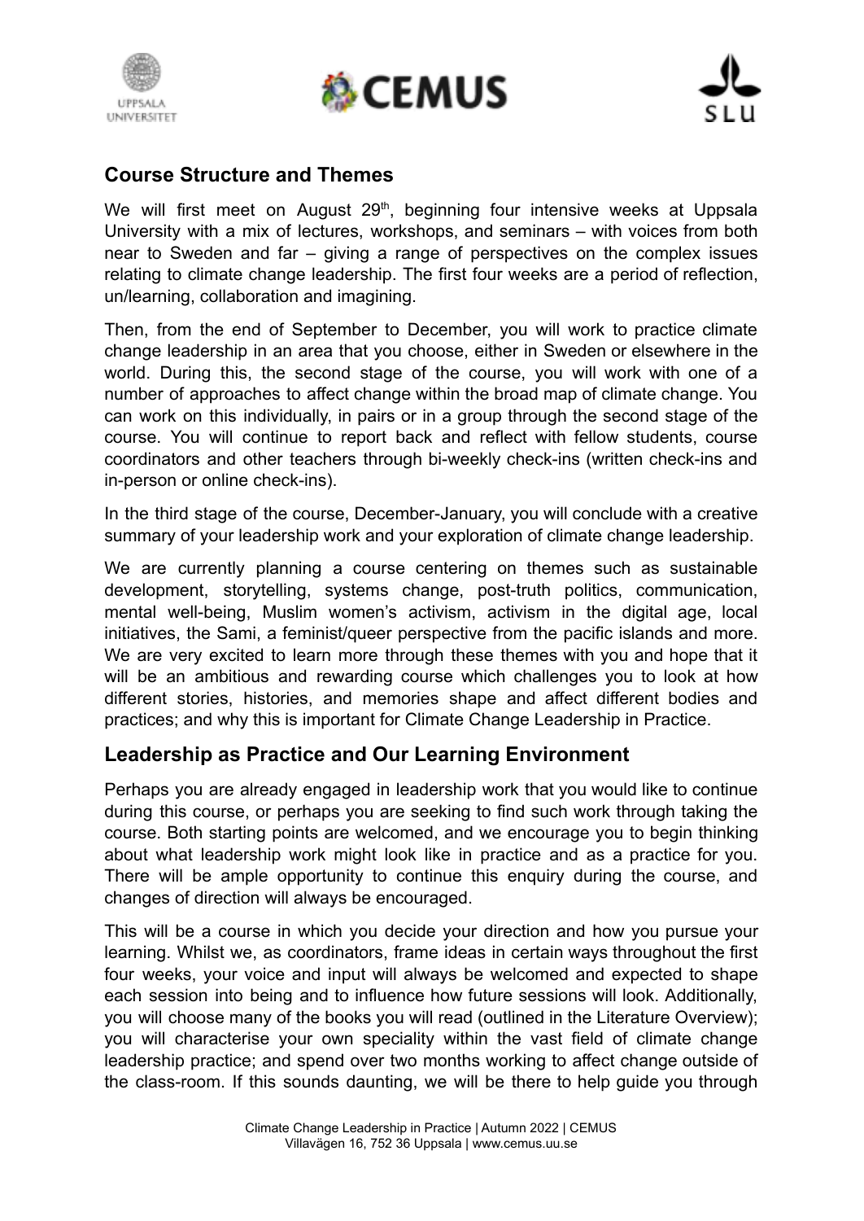## Course Structure and Themes

We will first meet on August 29th, beginning four intensive weeks at Uppsala University with a mix of lectures, workshops, and seminars – with voices from both near to Sweden and far – giving a range of perspectives on the complex issues relating to climate change leadership. The first four weeks are a period of reflection, un/learning, collaboration and imagining.

Then, from the end of September to December, you will work to practice climate change leadership in an area that you choose, either in Sweden or elsewhere in the world. During this, the second stage of the course, you will work with one of a number of approaches to affect change within the broad map of climate change. You can work on this individually, in pairs or in a group through the second stage of the course. You will continue to report back and reflect with fellow students, course coordinators and other teachers through bi-weekly check-ins (written check-ins and in-person or online check-ins).

In the third stage of the course, December-January, you will conclude with a creative summary of your leadership work and your exploration of climate change leadership.

We are currently planning a course centering on themes such as sustainable development, storytelling, systems change, post-truth politics, communication, mental well-being, Muslim women's activism, activism in the digital age, local initiatives, the Sami, a feminist/queer perspective from the pacific islands and more. We are very excited to learn more through these themes with you and hope that it will be an ambitious and rewarding course which challenges you to look at how different stories, histories, and memories shape and affect different bodies and practices; and why this is important for Climate Change Leadership in Practice.

## Leadership as Practice and Our Learning Environment

Perhaps you are already engaged in leadership work that you would like to continue during this course, or perhaps you are seeking to find such work through taking the course. Both starting points are welcomed, and we encourage you to begin thinking about what leadership work might look like in practice and as a practice for you. There will be ample opportunity to continue this enquiry during the course, and changes of direction will always be encouraged.

This will be a course in which you decide your direction and how you pursue your learning. Whilst we, as coordinators, frame ideas in certain ways throughout the first four weeks, your voice and input will always be welcomed and expected to shape each session into being and to influence how future sessions will look. Additionally, you will choose many of the books you will read (outlined in the Literature Overview); you will characterise your own speciality within the vast field of climate change leadership practice; and spend over two months working to affect change outside of the class-room. If this sounds daunting, we will be there to help guide you through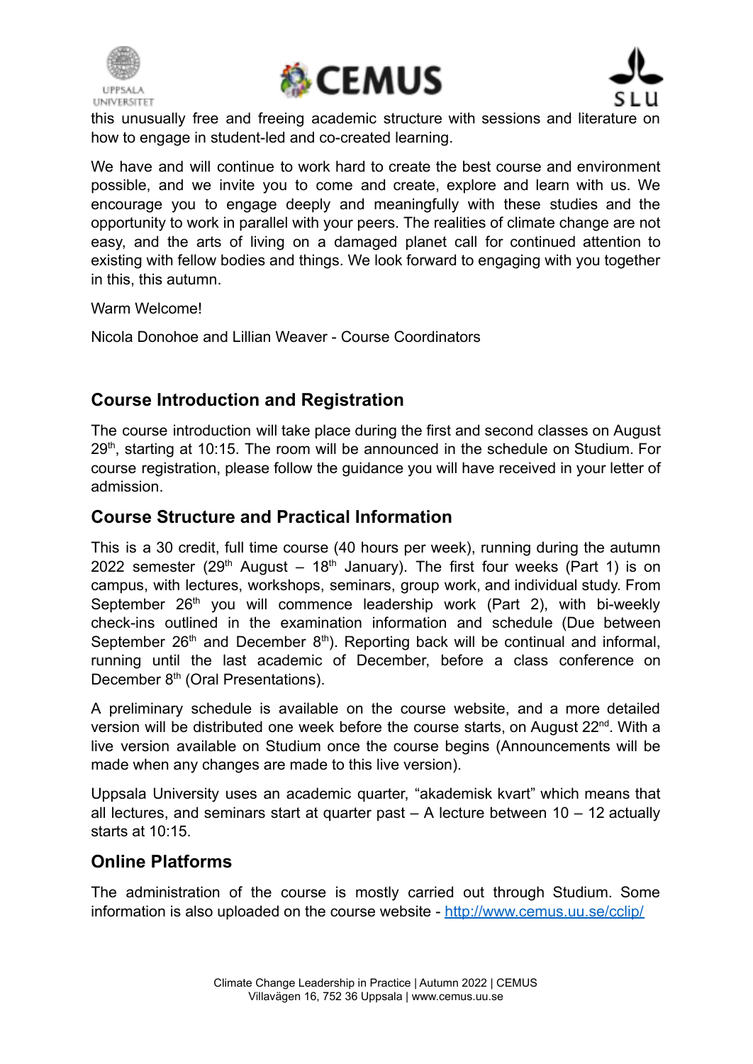this unusually free and freeing academic structure with sessions and literature on how to engage in student-led and co-created learning.

We have and will continue to work hard to create the best course and environment possible, and we invite you to come and create, explore and learn with us. We encourage you to engage deeply and meaningfully with these studies and the opportunity to work in parallel with your peers. The realities of climate change are not easy, and the arts of living on a damaged planet call for continued attention to existing with fellow bodies and things. We look forward to engaging with you together in this, this autumn.

Warm Welcome!

Nicola Donohoe and Lillian Weaver - Course Coordinators

## Course Introduction and Registration

The course introduction will take place during the first and second classes on August 29th, starting at 10:15. The room will be announced in the schedule on Studium. For course registration, please follow the guidance you will have received in your letter of admission.

## Course Structure and Practical Information

This is a 30 credit, full time course (40 hours per week), running during the autumn 2022 semester (29th August – 18th January). The first four weeks (Part 1) is on campus, with lectures, workshops, seminars, group work, and individual study. From September 26th you will commence leadership work (Part 2), with bi-weekly check-ins outlined in the examination information and schedule (Due between September 26th and December 8th). Reporting back will be continual and informal, running until the last academic of December, before a class conference on December 8th (Oral Presentations).

A preliminary schedule is available on the course website, and a more detailed version will be distributed one week before the course starts, on August 22nd. With a live version available on Studium once the course begins (Announcements will be made when any changes are made to this live version).

Uppsala University uses an academic quarter, "akademisk kvart" which means that all lectures, and seminars start at quarter past – A lecture between 10 – 12 actually starts at 10:15.

## Online Platforms

The administration of the course is mostly carried out through Studium. Some information is also uploaded on the course website - http://www.cemus.uu.se/cclip/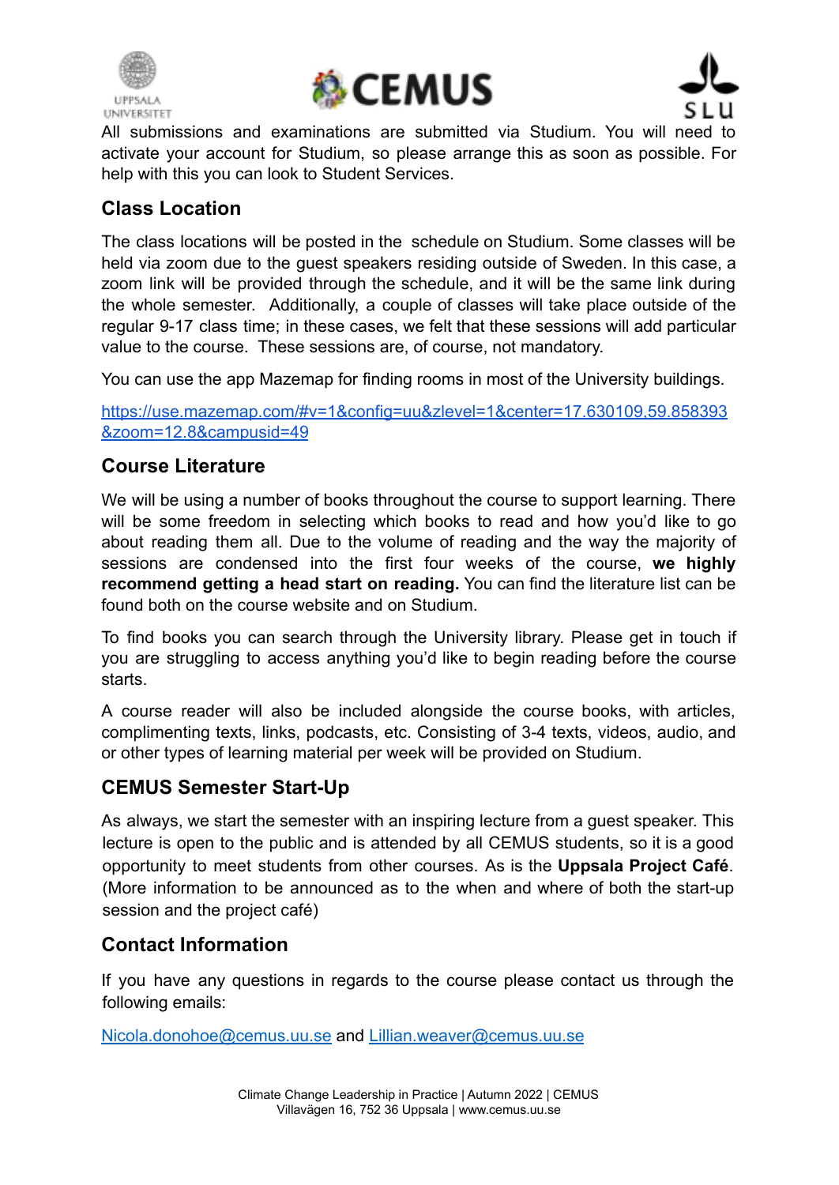All submissions and examinations are submitted via Studium. You will need to activate your account for Studium, so please arrange this as soon as possible. For help with this you can look to Student Services.

## Class Location

The class locations will be posted in the schedule on Studium. Some classes will be held via zoom due to the guest speakers residing outside of Sweden. In this case, a zoom link will be provided through the schedule, and it will be the same link during the whole semester. Additionally, a couple of classes will take place outside of the regular 9-17 class time; in these cases, we felt that these sessions will add particular value to the course. These sessions are, of course, not mandatory.

You can use the app Mazemap for finding rooms in most of the University buildings.

[https://use.mazemap.com/#v=1&config=uu&zlevel=1&center=17.630109,59.858393&zoom=12.8&campusid=49](https://use.mazemap.com/#v=1&config=uu&zlevel=1&center=17.630109,59.858393&zoom=12.8&campusid=49)

## Course Literature

We will be using a number of books throughout the course to support learning. There will be some freedom in selecting which books to read and how you'd like to go about reading them all. Due to the volume of reading and the way the majority of sessions are condensed into the first four weeks of the course, **we highly recommend getting a head start on reading.** You can find the literature list can be found both on the course website and on Studium.

To find books you can search through the University library. Please get in touch if you are struggling to access anything you'd like to begin reading before the course starts.

A course reader will also be included alongside the course books, with articles, complimenting texts, links, podcasts, etc. Consisting of 3-4 texts, videos, audio, and or other types of learning material per week will be provided on Studium.

## CEMUS Semester Start-Up

As always, we start the semester with an inspiring lecture from a guest speaker. This lecture is open to the public and is attended by all CEMUS students, so it is a good opportunity to meet students from other courses. As is the **Uppsala Project Café**. (More information to be announced as to the when and where of both the start-up session and the project café)

## Contact Information

If you have any questions in regards to the course please contact us through the following emails:

[Nicola.donohoe@cemus.uu.se](mailto:Nicola.donohoe@cemus.uu.se) and [Lillian.weaver@cemus.uu.se](mailto:Lillian.weaver@cemus.uu.se)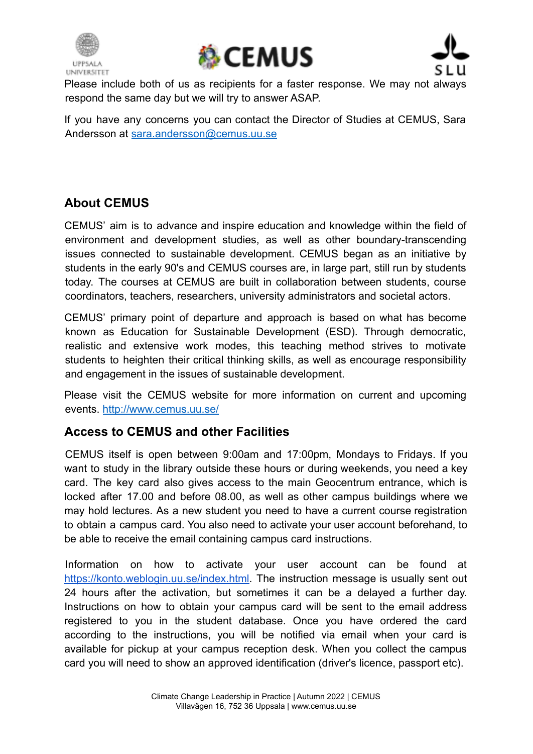Please include both of us as recipients for a faster response. We may not always respond the same day but we will try to answer ASAP.

If you have any concerns you can contact the Director of Studies at CEMUS, Sara Andersson at [sara.andersson@cemus.uu.se](mailto:sara.andersson@cemus.uu.se)

## About CEMUS

CEMUS' aim is to advance and inspire education and knowledge within the field of environment and development studies, as well as other boundary-transcending issues connected to sustainable development. CEMUS began as an initiative by students in the early 90's and CEMUS courses are, in large part, still run by students today. The courses at CEMUS are built in collaboration between students, course coordinators, teachers, researchers, university administrators and societal actors.

CEMUS' primary point of departure and approach is based on what has become known as Education for Sustainable Development (ESD). Through democratic, realistic and extensive work modes, this teaching method strives to motivate students to heighten their critical thinking skills, as well as encourage responsibility and engagement in the issues of sustainable development.

Please visit the CEMUS website for more information on current and upcoming events. [http://www.cemus.uu.se/](http://www.cemus.uu.se/)

## Access to CEMUS and other Facilities

CEMUS itself is open between 9:00am and 17:00pm, Mondays to Fridays. If you want to study in the library outside these hours or during weekends, you need a key card. The key card also gives access to the main Geocentrum entrance, which is locked after 17.00 and before 08.00, as well as other campus buildings where we may hold lectures. As a new student you need to have a current course registration to obtain a campus card. You also need to activate your user account beforehand, to be able to receive the email containing campus card instructions.

Information on how to activate your user account can be found at [https://konto.weblogin.uu.se/index.html](https://konto.weblogin.uu.se/index.html). The instruction message is usually sent out 24 hours after the activation, but sometimes it can be a delayed a further day. Instructions on how to obtain your campus card will be sent to the email address registered to you in the student database. Once you have ordered the card according to the instructions, you will be notified via email when your card is available for pickup at your campus reception desk. When you collect the campus card you will need to show an approved identification (driver's licence, passport etc).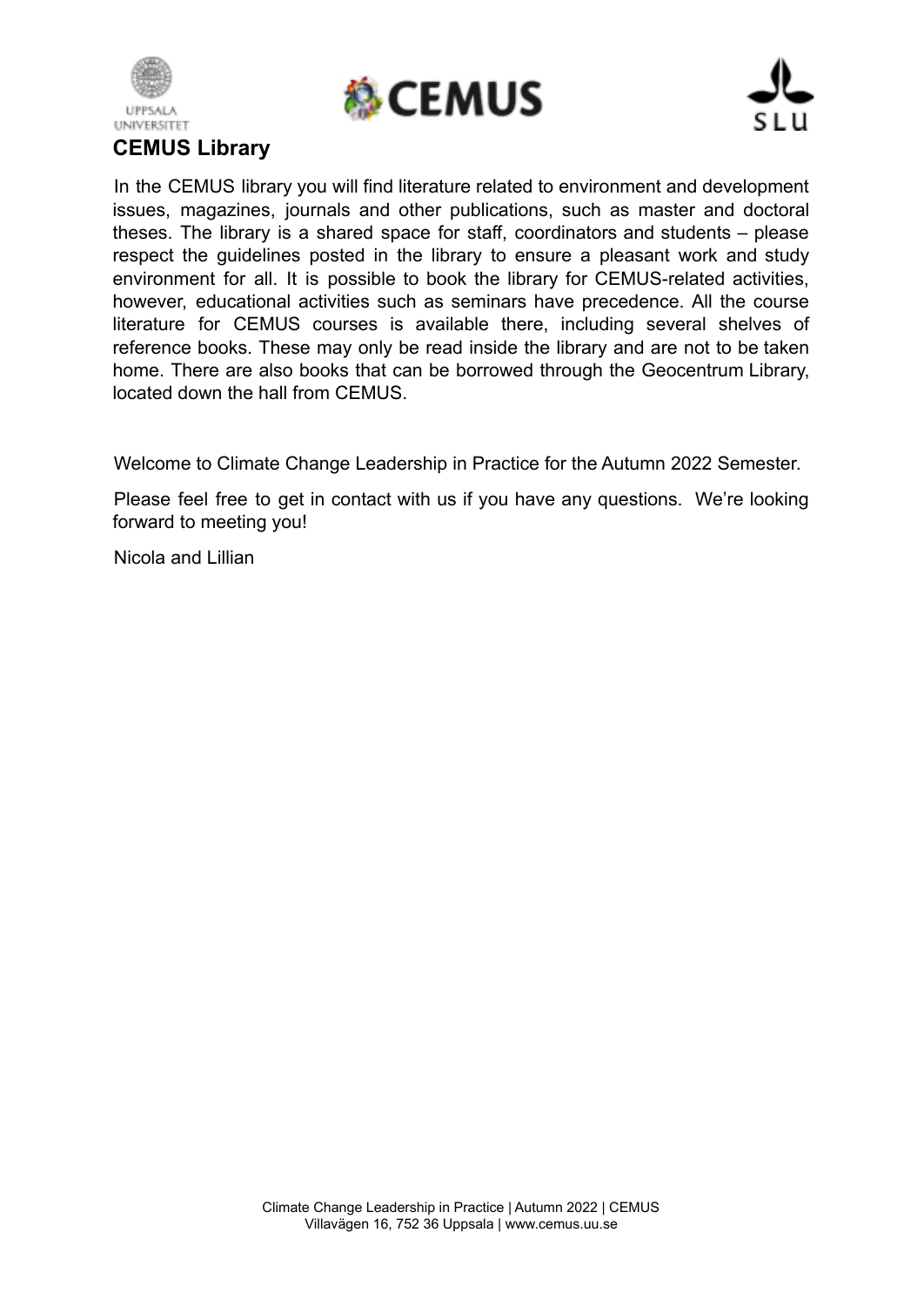## CEMUS Library

In the CEMUS library you will find literature related to environment and development issues, magazines, journals and other publications, such as master and doctoral theses. The library is a shared space for staff, coordinators and students – please respect the guidelines posted in the library to ensure a pleasant work and study environment for all. It is possible to book the library for CEMUS-related activities, however, educational activities such as seminars have precedence. All the course literature for CEMUS courses is available there, including several shelves of reference books. These may only be read inside the library and are not to be taken home. There are also books that can be borrowed through the Geocentrum Library, located down the hall from CEMUS.

Welcome to Climate Change Leadership in Practice for the Autumn 2022 Semester.

Please feel free to get in contact with us if you have any questions. We're looking forward to meeting you!

Nicola and Lillian